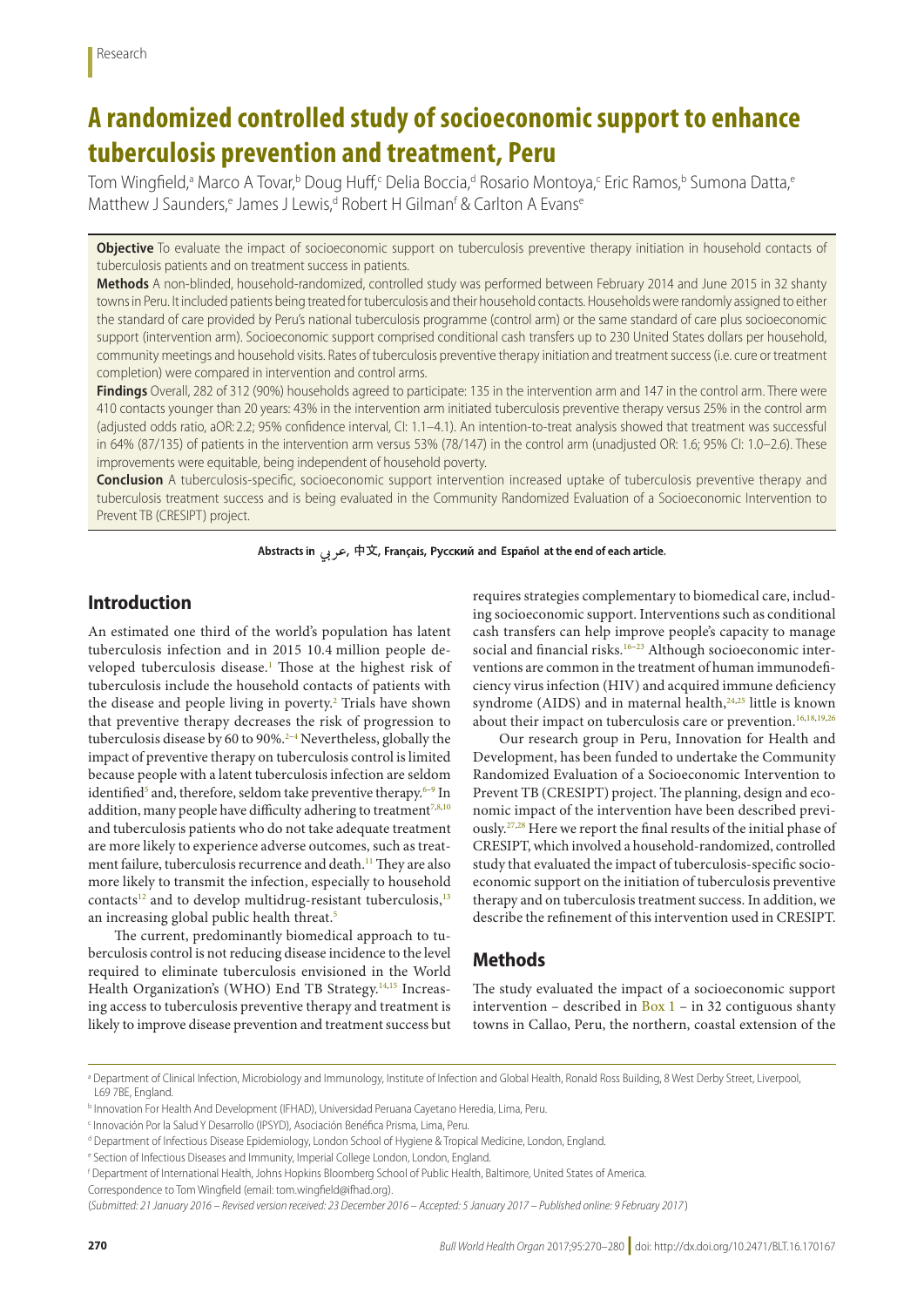Research

# A randomized controlled study of socioeconomic support to enhance tuberculosis prevention and treatment, Peru

Tom Wingfield,[a] Marco A Tovar,[b] Doug Huff,[c] Delia Boccia,[d] Rosario Montoya,[c] Eric Ramos,[b] Sumona Datta,[e] Matthew J Saunders,[e] James J Lewis,[d] Robert H Gilman[f] & Carlton A Evans[e]

**Objective** To evaluate the impact of socioeconomic support on tuberculosis preventive therapy initiation in household contacts of tuberculosis patients and on treatment success in patients.

**Methods** A non-blinded, household-randomized, controlled study was performed between February 2014 and June 2015 in 32 shanty towns in Peru. It included patients being treated for tuberculosis and their household contacts. Households were randomly assigned to either the standard of care provided by Peru's national tuberculosis programme (control arm) or the same standard of care plus socioeconomic support (intervention arm). Socioeconomic support comprised conditional cash transfers up to 230 United States dollars per household, community meetings and household visits. Rates of tuberculosis preventive therapy initiation and treatment success (i.e. cure or treatment completion) were compared in intervention and control arms.

**Findings** Overall, 282 of 312 (90%) households agreed to participate: 135 in the intervention arm and 147 in the control arm. There were 410 contacts younger than 20 years: 43% in the intervention arm initiated tuberculosis preventive therapy versus 25% in the control arm (adjusted odds ratio, aOR: 2.2; 95% confidence interval, CI: 1.1–4.1). An intention-to-treat analysis showed that treatment was successful in 64% (87/135) of patients in the intervention arm versus 53% (78/147) in the control arm (unadjusted OR: 1.6; 95% CI: 1.0–2.6). These improvements were equitable, being independent of household poverty.

**Conclusion** A tuberculosis-specific, socioeconomic support intervention increased uptake of tuberculosis preventive therapy and tuberculosis treatment success and is being evaluated in the Community Randomized Evaluation of a Socioeconomic Intervention to Prevent TB (CRESIPT) project.

**Abstracts in عربي, 中文, Français, Русский and Español at the end of each article.**

## Introduction

An estimated one third of the world's population has latent tuberculosis infection and in 2015 10.4 million people developed tuberculosis disease.[1] Those at the highest risk of tuberculosis include the household contacts of patients with the disease and people living in poverty.[2] Trials have shown that preventive therapy decreases the risk of progression to tuberculosis disease by 60 to 90%.[2–4] Nevertheless, globally the impact of preventive therapy on tuberculosis control is limited because people with a latent tuberculosis infection are seldom identified[5] and, therefore, seldom take preventive therapy.[6–9] In addition, many people have difficulty adhering to treatment[7,8,10] and tuberculosis patients who do not take adequate treatment are more likely to experience adverse outcomes, such as treatment failure, tuberculosis recurrence and death.[11] They are also more likely to transmit the infection, especially to household contacts[12] and to develop multidrug-resistant tuberculosis,[13] an increasing global public health threat.[5]

The current, predominantly biomedical approach to tuberculosis control is not reducing disease incidence to the level required to eliminate tuberculosis envisioned in the World Health Organization's (WHO) End TB Strategy.[14,15] Increasing access to tuberculosis preventive therapy and treatment is likely to improve disease prevention and treatment success but requires strategies complementary to biomedical care, including socioeconomic support. Interventions such as conditional cash transfers can help improve people's capacity to manage social and financial risks.[16–23] Although socioeconomic interventions are common in the treatment of human immunodeficiency virus infection (HIV) and acquired immune deficiency syndrome (AIDS) and in maternal health,[24,25] little is known about their impact on tuberculosis care or prevention.[16,18,19,26]

Our research group in Peru, Innovation for Health and Development, has been funded to undertake the Community Randomized Evaluation of a Socioeconomic Intervention to Prevent TB (CRESIPT) project. The planning, design and economic impact of the intervention have been described previously.[27,28] Here we report the final results of the initial phase of CRESIPT, which involved a household-randomized, controlled study that evaluated the impact of tuberculosis-specific socioeconomic support on the initiation of tuberculosis preventive therapy and on tuberculosis treatment success. In addition, we describe the refinement of this intervention used in CRESIPT.

## Methods

The study evaluated the impact of a socioeconomic support intervention – described in Box 1 – in 32 contiguous shanty towns in Callao, Peru, the northern, coastal extension of the

---

[a] Department of Clinical Infection, Microbiology and Immunology, Institute of Infection and Global Health, Ronald Ross Building, 8 West Derby Street, Liverpool, L69 7BE, England.

[b] Innovation For Health And Development (IFHAD), Universidad Peruana Cayetano Heredia, Lima, Peru.

[c] Innovación Por la Salud Y Desarrollo (IPSYD), Asociación Benéfica Prisma, Lima, Peru.

[d] Department of Infectious Disease Epidemiology, London School of Hygiene & Tropical Medicine, London, England.

[e] Section of Infectious Diseases and Immunity, Imperial College London, London, England.

[f] Department of International Health, Johns Hopkins Bloomberg School of Public Health, Baltimore, United States of America.

Correspondence to Tom Wingfield (email: tom.wingfield@ifhad.org).

(*Submitted: 21 January 2016 – Revised version received: 23 December 2016 – Accepted: 5 January 2017 – Published online: 9 February 2017*)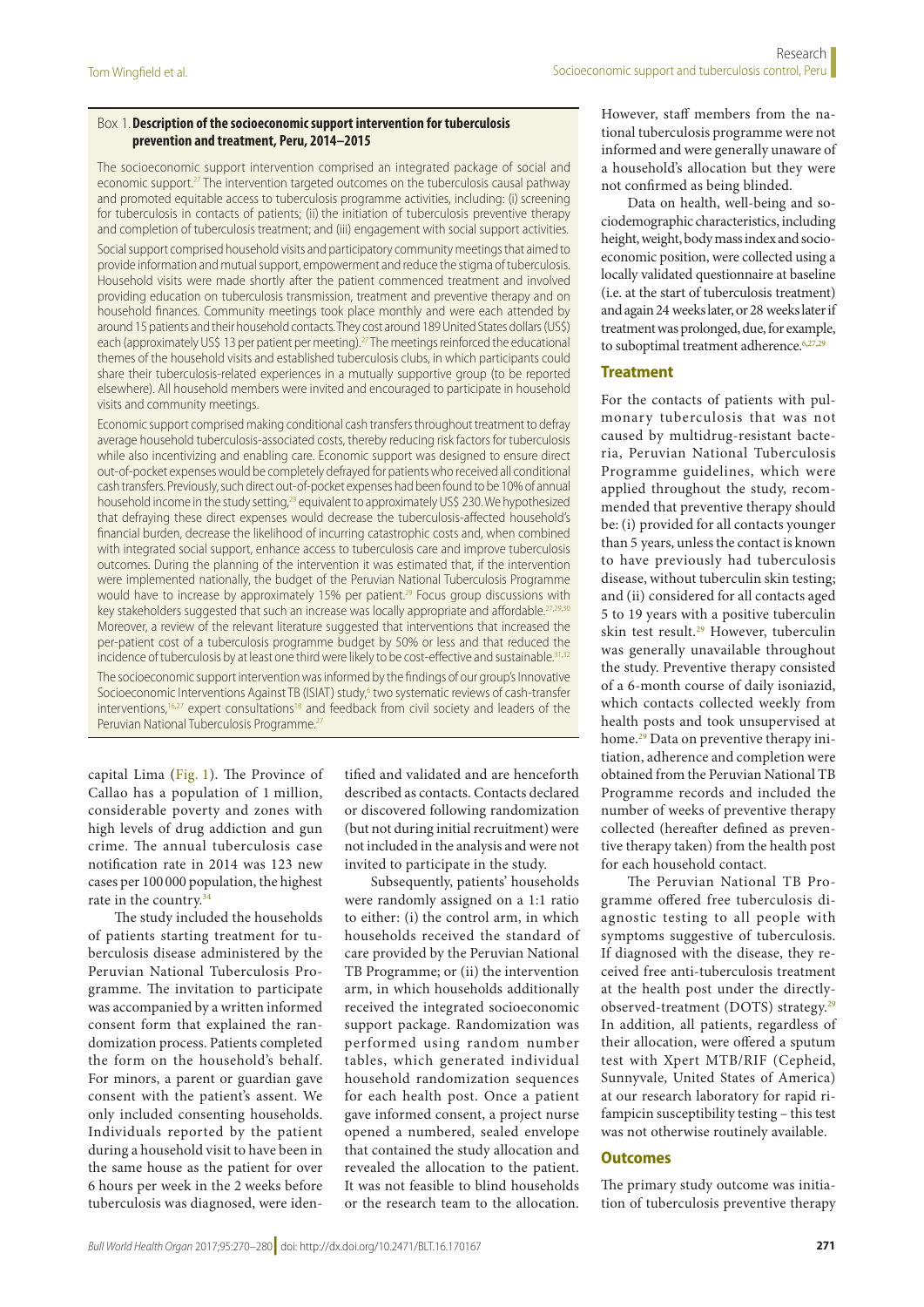### Box 1. Description of the socioeconomic support intervention for tuberculosis prevention and treatment, Peru, 2014–2015

The socioeconomic support intervention comprised an integrated package of social and economic support.[27] The intervention targeted outcomes on the tuberculosis causal pathway and promoted equitable access to tuberculosis programme activities, including: (i) screening for tuberculosis in contacts of patients; (ii) the initiation of tuberculosis preventive therapy and completion of tuberculosis treatment; and (iii) engagement with social support activities.

Social support comprised household visits and participatory community meetings that aimed to provide information and mutual support, empowerment and reduce the stigma of tuberculosis. Household visits were made shortly after the patient commenced treatment and involved providing education on tuberculosis transmission, treatment and preventive therapy and on household finances. Community meetings took place monthly and were each attended by around 15 patients and their household contacts. They cost around 189 United States dollars (US$) each (approximately US$ 13 per patient per meeting).[27] The meetings reinforced the educational themes of the household visits and established tuberculosis clubs, in which participants could share their tuberculosis-related experiences in a mutually supportive group (to be reported elsewhere). All household members were invited and encouraged to participate in household visits and community meetings.

Economic support comprised making conditional cash transfers throughout treatment to defray average household tuberculosis-associated costs, thereby reducing risk factors for tuberculosis while also incentivizing and enabling care. Economic support was designed to ensure direct out-of-pocket expenses would be completely defrayed for patients who received all conditional cash transfers. Previously, such direct out-of-pocket expenses had been found to be 10% of annual household income in the study setting,[29] equivalent to approximately US$ 230. We hypothesized that defraying these direct expenses would decrease the tuberculosis-affected household's financial burden, decrease the likelihood of incurring catastrophic costs and, when combined with integrated social support, enhance access to tuberculosis care and improve tuberculosis outcomes. During the planning of the intervention it was estimated that, if the intervention were implemented nationally, the budget of the Peruvian National Tuberculosis Programme would have to increase by approximately 15% per patient.[29] Focus group discussions with key stakeholders suggested that such an increase was locally appropriate and affordable.[27,29,30] Moreover, a review of the relevant literature suggested that interventions that increased the per-patient cost of a tuberculosis programme budget by 50% or less and that reduced the incidence of tuberculosis by at least one third were likely to be cost-effective and sustainable.[31,32]

The socioeconomic support intervention was informed by the findings of our group's Innovative Socioeconomic Interventions Against TB (ISIAT) study,[6] two systematic reviews of cash-transfer interventions,[16,27] expert consultations[18] and feedback from civil society and leaders of the Peruvian National Tuberculosis Programme.[27]

capital Lima (Fig. 1). The Province of Callao has a population of 1 million, considerable poverty and zones with high levels of drug addiction and gun crime. The annual tuberculosis case notification rate in 2014 was 123 new cases per 100 000 population, the highest rate in the country.[34]

The study included the households of patients starting treatment for tuberculosis disease administered by the Peruvian National Tuberculosis Programme. The invitation to participate was accompanied by a written informed consent form that explained the randomization process. Patients completed the form on the household's behalf. For minors, a parent or guardian gave consent with the patient's assent. We only included consenting households. Individuals reported by the patient during a household visit to have been in the same house as the patient for over 6 hours per week in the 2 weeks before tuberculosis was diagnosed, were identified and validated and are henceforth described as contacts. Contacts declared or discovered following randomization (but not during initial recruitment) were not included in the analysis and were not invited to participate in the study.

Subsequently, patients' households were randomly assigned on a 1:1 ratio to either: (i) the control arm, in which households received the standard of care provided by the Peruvian National TB Programme; or (ii) the intervention arm, in which households additionally received the integrated socioeconomic support package. Randomization was performed using random number tables, which generated individual household randomization sequences for each health post. Once a patient gave informed consent, a project nurse opened a numbered, sealed envelope that contained the study allocation and revealed the allocation to the patient. It was not feasible to blind households or the research team to the allocation. However, staff members from the national tuberculosis programme were not informed and were generally unaware of a household's allocation but they were not confirmed as being blinded.

Data on health, well-being and sociodemographic characteristics, including height, weight, body mass index and socioeconomic position, were collected using a locally validated questionnaire at baseline (i.e. at the start of tuberculosis treatment) and again 24 weeks later, or 28 weeks later if treatment was prolonged, due, for example, to suboptimal treatment adherence.[6,27,29]

## Treatment

For the contacts of patients with pulmonary tuberculosis that was not caused by multidrug-resistant bacteria, Peruvian National Tuberculosis Programme guidelines, which were applied throughout the study, recommended that preventive therapy should be: (i) provided for all contacts younger than 5 years, unless the contact is known to have previously had tuberculosis disease, without tuberculin skin testing; and (ii) considered for all contacts aged 5 to 19 years with a positive tuberculin skin test result.[29] However, tuberculin was generally unavailable throughout the study. Preventive therapy consisted of a 6-month course of daily isoniazid, which contacts collected weekly from health posts and took unsupervised at home.[29] Data on preventive therapy initiation, adherence and completion were obtained from the Peruvian National TB Programme records and included the number of weeks of preventive therapy collected (hereafter defined as preventive therapy taken) from the health post for each household contact.

The Peruvian National TB Programme offered free tuberculosis diagnostic testing to all people with symptoms suggestive of tuberculosis. If diagnosed with the disease, they received free anti-tuberculosis treatment at the health post under the directly-observed-treatment (DOTS) strategy.[29] In addition, all patients, regardless of their allocation, were offered a sputum test with Xpert MTB/RIF (Cepheid, Sunnyvale, United States of America) at our research laboratory for rapid rifampicin susceptibility testing – this test was not otherwise routinely available.

## Outcomes

The primary study outcome was initiation of tuberculosis preventive therapy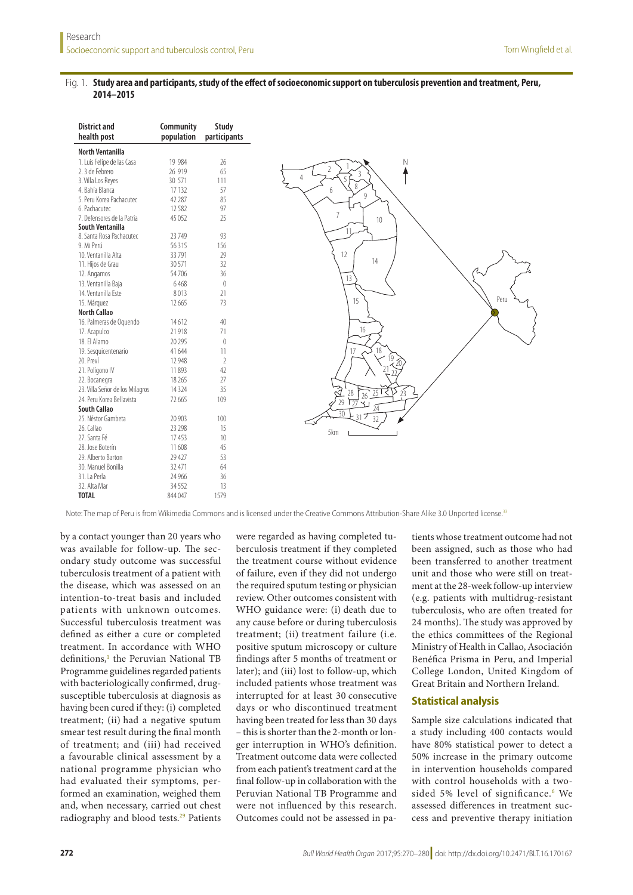Fig. 1. **Study area and participants, study of the effect of socioeconomic support on tuberculosis prevention and treatment, Peru, 2014–2015**

| District and health post | Community population | Study participants |
| --- | --- | --- |
| **North Ventanilla** | | |
| 1. Luis Felipe de las Casa | 19 984 | 26 |
| 2. 3 de Febrero | 26 919 | 65 |
| 3. Villa Los Reyes | 30 571 | 111 |
| 4. Bahía Blanca | 17 132 | 57 |
| 5. Peru Korea Pachacutec | 42 287 | 85 |
| 6. Pachacutec | 12 582 | 97 |
| 7. Defensores de la Patria | 45 052 | 25 |
| **South Ventanilla** | | |
| 8. Santa Rosa Pachacutec | 23 749 | 93 |
| 9. Mi Perú | 56 315 | 156 |
| 10. Ventanilla Alta | 33 791 | 29 |
| 11. Hijos de Grau | 30 571 | 32 |
| 12. Angamos | 54 706 | 36 |
| 13. Ventanilla Baja | 6 468 | 0 |
| 14. Ventanilla Este | 8 013 | 21 |
| 15. Márquez | 12 665 | 73 |
| **North Callao** | | |
| 16. Palmeras de Oquendo | 14 612 | 40 |
| 17. Acapulco | 21 918 | 71 |
| 18. El Alamo | 20 295 | 0 |
| 19. Sesquicentenario | 41 644 | 11 |
| 20. Previ | 12 948 | 2 |
| 21. Polígono IV | 11 893 | 42 |
| 22. Bocanegra | 18 265 | 27 |
| 23. Villa Señor de los Milagros | 14 324 | 35 |
| 24. Peru Korea Bellavista | 72 665 | 109 |
| **South Callao** | | |
| 25. Néstor Gambeta | 20 903 | 100 |
| 26. Callao | 23 298 | 15 |
| 27. Santa Fé | 17 453 | 10 |
| 28. Jose Boterín | 11 608 | 45 |
| 29. Alberto Barton | 29 427 | 53 |
| 30. Manuel Bonilla | 32 471 | 64 |
| 31. La Perla | 24 966 | 36 |
| 32. Alta Mar | 34 552 | 13 |
| **TOTAL** | 844 047 | 1579 |

Note: The map of Peru is from Wikimedia Commons and is licensed under the Creative Commons Attribution-Share Alike 3.0 Unported license.[33]

by a contact younger than 20 years who was available for follow-up. The secondary study outcome was successful tuberculosis treatment of a patient with the disease, which was assessed on an intention-to-treat basis and included patients with unknown outcomes. Successful tuberculosis treatment was defined as either a cure or completed treatment. In accordance with WHO definitions,[1] the Peruvian National TB Programme guidelines regarded patients with bacteriologically confirmed, drug-susceptible tuberculosis at diagnosis as having been cured if they: (i) completed treatment; (ii) had a negative sputum smear test result during the final month of treatment; and (iii) had received a favourable clinical assessment by a national programme physician who had evaluated their symptoms, performed an examination, weighed them and, when necessary, carried out chest radiography and blood tests.[29] Patients were regarded as having completed tuberculosis treatment if they completed the treatment course without evidence of failure, even if they did not undergo the required sputum testing or physician review. Other outcomes consistent with WHO guidance were: (i) death due to any cause before or during tuberculosis treatment; (ii) treatment failure (i.e. positive sputum microscopy or culture findings after 5 months of treatment or later); and (iii) lost to follow-up, which included patients whose treatment was interrupted for at least 30 consecutive days or who discontinued treatment having been treated for less than 30 days – this is shorter than the 2-month or longer interruption in WHO's definition. Treatment outcome data were collected from each patient's treatment card at the final follow-up in collaboration with the Peruvian National TB Programme and were not influenced by this research. Outcomes could not be assessed in patients whose treatment outcome had not been assigned, such as those who had been transferred to another treatment unit and those who were still on treatment at the 28-week follow-up interview (e.g. patients with multidrug-resistant tuberculosis, who are often treated for 24 months). The study was approved by the ethics committees of the Regional Ministry of Health in Callao, Asociación Benéfica Prisma in Peru, and Imperial College London, United Kingdom of Great Britain and Northern Ireland.

## Statistical analysis

Sample size calculations indicated that a study including 400 contacts would have 80% statistical power to detect a 50% increase in the primary outcome in intervention households compared with control households with a two-sided 5% level of significance.[6] We assessed differences in treatment success and preventive therapy initiation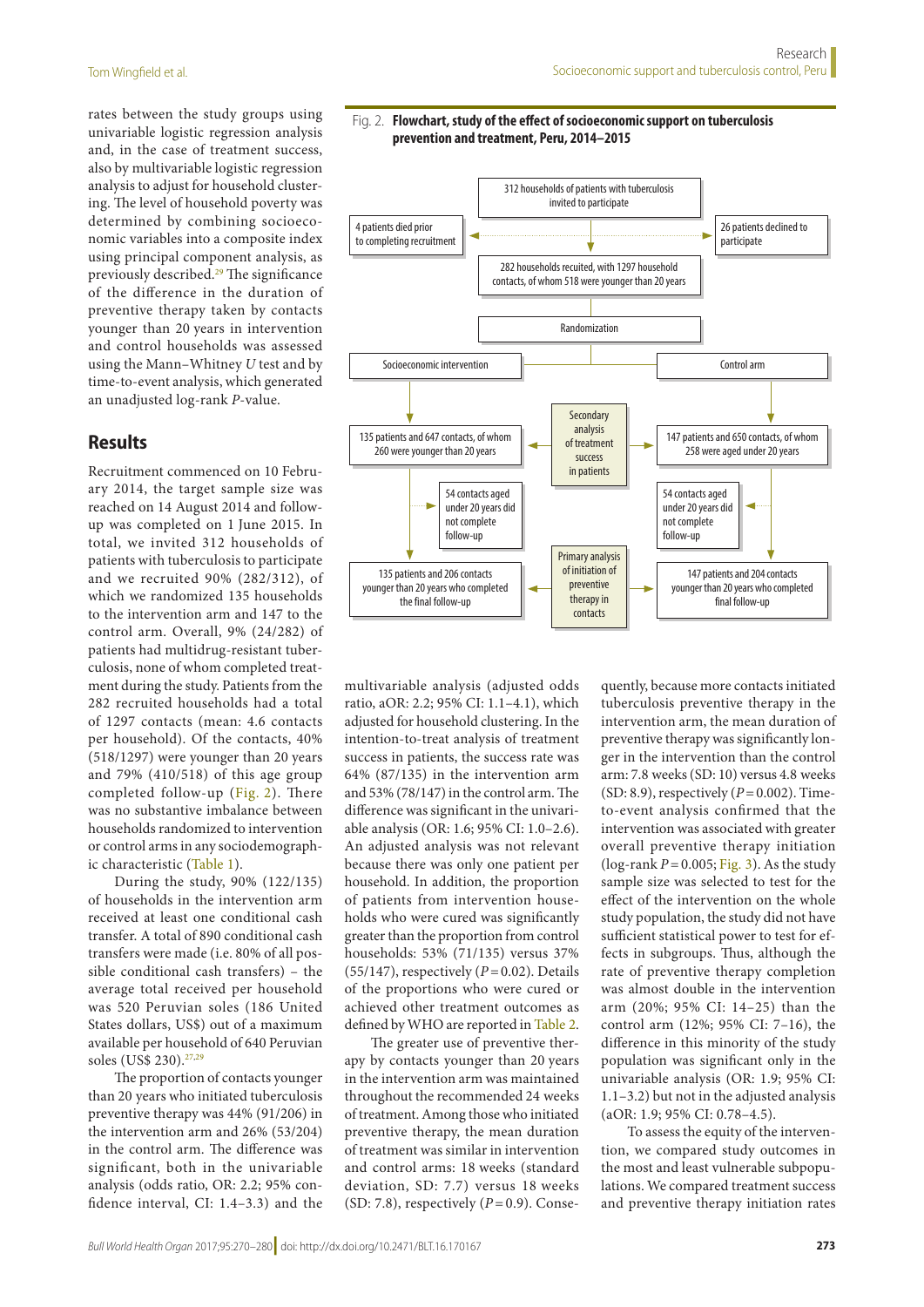rates between the study groups using univariable logistic regression analysis and, in the case of treatment success, also by multivariable logistic regression analysis to adjust for household clustering. The level of household poverty was determined by combining socioeconomic variables into a composite index using principal component analysis, as previously described.[29] The significance of the difference in the duration of preventive therapy taken by contacts younger than 20 years in intervention and control households was assessed using the Mann–Whitney *U* test and by time-to-event analysis, which generated an unadjusted log-rank *P*-value.

## Results

Recruitment commenced on 10 February 2014, the target sample size was reached on 14 August 2014 and follow-up was completed on 1 June 2015. In total, we invited 312 households of patients with tuberculosis to participate and we recruited 90% (282/312), of which we randomized 135 households to the intervention arm and 147 to the control arm. Overall, 9% (24/282) of patients had multidrug-resistant tuberculosis, none of whom completed treatment during the study. Patients from the 282 recruited households had a total of 1297 contacts (mean: 4.6 contacts per household). Of the contacts, 40% (518/1297) were younger than 20 years and 79% (410/518) of this age group completed follow-up (Fig. 2). There was no substantive imbalance between households randomized to intervention or control arms in any sociodemographic characteristic (Table 1).

During the study, 90% (122/135) of households in the intervention arm received at least one conditional cash transfer. A total of 890 conditional cash transfers were made (i.e. 80% of all possible conditional cash transfers) – the average total received per household was 520 Peruvian soles (186 United States dollars, US$) out of a maximum available per household of 640 Peruvian soles (US$ 230).[27,29]

The proportion of contacts younger than 20 years who initiated tuberculosis preventive therapy was 44% (91/206) in the intervention arm and 26% (53/204) in the control arm. The difference was significant, both in the univariable analysis (odds ratio, OR: 2.2; 95% confidence interval, CI: 1.4–3.3) and the multivariable analysis (adjusted odds ratio, aOR: 2.2; 95% CI: 1.1–4.1), which adjusted for household clustering. In the intention-to-treat analysis of treatment success in patients, the success rate was 64% (87/135) in the intervention arm and 53% (78/147) in the control arm. The difference was significant in the univariable analysis (OR: 1.6; 95% CI: 1.0–2.6). An adjusted analysis was not relevant because there was only one patient per household. In addition, the proportion of patients from intervention households who were cured was significantly greater than the proportion from control households: 53% (71/135) versus 37% (55/147), respectively ($P = 0.02$). Details of the proportions who were cured or achieved other treatment outcomes as defined by WHO are reported in Table 2.

The greater use of preventive therapy by contacts younger than 20 years in the intervention arm was maintained throughout the recommended 24 weeks of treatment. Among those who initiated preventive therapy, the mean duration of treatment was similar in intervention and control arms: 18 weeks (standard deviation, SD: 7.7) versus 18 weeks (SD: 7.8), respectively ($P = 0.9$). Consequently, because more contacts initiated tuberculosis preventive therapy in the intervention arm, the mean duration of preventive therapy was significantly longer in the intervention than the control arm: 7.8 weeks (SD: 10) versus 4.8 weeks (SD: 8.9), respectively ($P = 0.002$). Time-to-event analysis confirmed that the intervention was associated with greater overall preventive therapy initiation (log-rank $P = 0.005$; Fig. 3). As the study sample size was selected to test for the effect of the intervention on the whole study population, the study did not have sufficient statistical power to test for effects in subgroups. Thus, although the rate of preventive therapy completion was almost double in the intervention arm (20%; 95% CI: 14–25) than the control arm (12%; 95% CI: 7–16), the difference in this minority of the study population was significant only in the univariable analysis (OR: 1.9; 95% CI: 1.1–3.2) but not in the adjusted analysis (aOR: 1.9; 95% CI: 0.78–4.5).

To assess the equity of the intervention, we compared study outcomes in the most and least vulnerable subpopulations. We compared treatment success and preventive therapy initiation rates

Fig. 2. **Flowchart, study of the effect of socioeconomic support on tuberculosis prevention and treatment, Peru, 2014–2015**

- 312 households of patients with tuberculosis invited to participate
  - 4 patients died prior to completing recruitment
  - 26 patients declined to participate
- 282 households recuited, with 1297 household contacts, of whom 518 were younger than 20 years
- Randomization
  - Socioeconomic intervention
    - 135 patients and 647 contacts, of whom 260 were younger than 20 years
    - 54 contacts aged under 20 years did not complete follow-up
    - 135 patients and 206 contacts younger than 20 years who completed the final follow-up
  - Control arm
    - 147 patients and 650 contacts, of whom 258 were aged under 20 years
    - 54 contacts aged under 20 years did not complete follow-up
    - 147 patients and 204 contacts younger than 20 years who completed final follow-up
- Secondary analysis of treatment success in patients
- Primary analysis of initiation of preventive therapy in contacts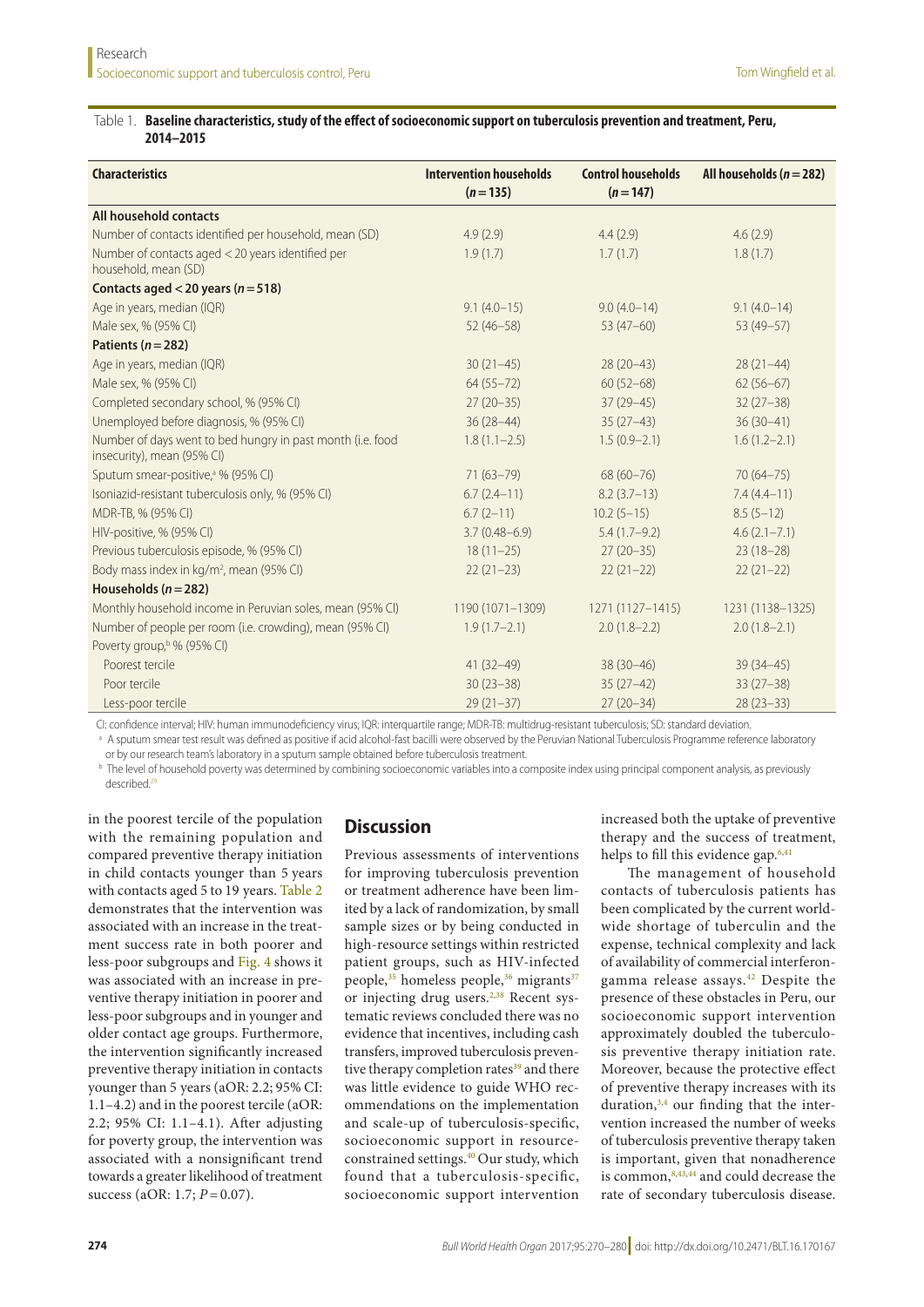Table 1. **Baseline characteristics, study of the effect of socioeconomic support on tuberculosis prevention and treatment, Peru, 2014–2015**

| Characteristics | Intervention households (*n* = 135) | Control households (*n* = 147) | All households (*n* = 282) |
|---|---|---|---|
| **All household contacts** | | | |
| Number of contacts identified per household, mean (SD) | 4.9 (2.9) | 4.4 (2.9) | 4.6 (2.9) |
| Number of contacts aged < 20 years identified per household, mean (SD) | 1.9 (1.7) | 1.7 (1.7) | 1.8 (1.7) |
| **Contacts aged < 20 years (*n* = 518)** | | | |
| Age in years, median (IQR) | 9.1 (4.0–15) | 9.0 (4.0–14) | 9.1 (4.0–14) |
| Male sex, % (95% CI) | 52 (46–58) | 53 (47–60) | 53 (49–57) |
| **Patients (*n* = 282)** | | | |
| Age in years, median (IQR) | 30 (21–45) | 28 (20–43) | 28 (21–44) |
| Male sex, % (95% CI) | 64 (55–72) | 60 (52–68) | 62 (56–67) |
| Completed secondary school, % (95% CI) | 27 (20–35) | 37 (29–45) | 32 (27–38) |
| Unemployed before diagnosis, % (95% CI) | 36 (28–44) | 35 (27–43) | 36 (30–41) |
| Number of days went to bed hungry in past month (i.e. food insecurity), mean (95% CI) | 1.8 (1.1–2.5) | 1.5 (0.9–2.1) | 1.6 (1.2–2.1) |
| Sputum smear-positive,[a] % (95% CI) | 71 (63–79) | 68 (60–76) | 70 (64–75) |
| Isoniazid-resistant tuberculosis only, % (95% CI) | 6.7 (2.4–11) | 8.2 (3.7–13) | 7.4 (4.4–11) |
| MDR-TB, % (95% CI) | 6.7 (2–11) | 10.2 (5–15) | 8.5 (5–12) |
| HIV-positive, % (95% CI) | 3.7 (0.48–6.9) | 5.4 (1.7–9.2) | 4.6 (2.1–7.1) |
| Previous tuberculosis episode, % (95% CI) | 18 (11–25) | 27 (20–35) | 23 (18–28) |
| Body mass index in kg/m$^2$, mean (95% CI) | 22 (21–23) | 22 (21–22) | 22 (21–22) |
| **Households (*n* = 282)** | | | |
| Monthly household income in Peruvian soles, mean (95% CI) | 1190 (1071–1309) | 1271 (1127–1415) | 1231 (1138–1325) |
| Number of people per room (i.e. crowding), mean (95% CI) | 1.9 (1.7–2.1) | 2.0 (1.8–2.2) | 2.0 (1.8–2.1) |
| Poverty group,[b] % (95% CI) | | | |
| Poorest tercile | 41 (32–49) | 38 (30–46) | 39 (34–45) |
| Poor tercile | 30 (23–38) | 35 (27–42) | 33 (27–38) |
| Less-poor tercile | 29 (21–37) | 27 (20–34) | 28 (23–33) |

CI: confidence interval; HIV: human immunodeficiency virus; IQR: interquartile range; MDR-TB: multidrug-resistant tuberculosis; SD: standard deviation.

[a] A sputum smear test result was defined as positive if acid alcohol-fast bacilli were observed by the Peruvian National Tuberculosis Programme reference laboratory or by our research team's laboratory in a sputum sample obtained before tuberculosis treatment.

[b] The level of household poverty was determined by combining socioeconomic variables into a composite index using principal component analysis, as previously described.[29]

in the poorest tercile of the population with the remaining population and compared preventive therapy initiation in child contacts younger than 5 years with contacts aged 5 to 19 years. Table 2 demonstrates that the intervention was associated with an increase in the treatment success rate in both poorer and less-poor subgroups and Fig. 4 shows it was associated with an increase in preventive therapy initiation in poorer and less-poor subgroups and in younger and older contact age groups. Furthermore, the intervention significantly increased preventive therapy initiation in contacts younger than 5 years (aOR: 2.2; 95% CI: 1.1–4.2) and in the poorest tercile (aOR: 2.2; 95% CI: 1.1–4.1). After adjusting for poverty group, the intervention was associated with a nonsignificant trend towards a greater likelihood of treatment success (aOR: 1.7; $P = 0.07$).

## Discussion

Previous assessments of interventions for improving tuberculosis prevention or treatment adherence have been limited by a lack of randomization, by small sample sizes or by being conducted in high-resource settings within restricted patient groups, such as HIV-infected people,[35] homeless people,[36] migrants[37] or injecting drug users.[2,38] Recent systematic reviews concluded there was no evidence that incentives, including cash transfers, improved tuberculosis preventive therapy completion rates[39] and there was little evidence to guide WHO recommendations on the implementation and scale-up of tuberculosis-specific, socioeconomic support in resource-constrained settings.[40] Our study, which found that a tuberculosis-specific, socioeconomic support intervention increased both the uptake of preventive therapy and the success of treatment, helps to fill this evidence gap.[6,41]

The management of household contacts of tuberculosis patients has been complicated by the current worldwide shortage of tuberculin and the expense, technical complexity and lack of availability of commercial interferon-gamma release assays.[42] Despite the presence of these obstacles in Peru, our socioeconomic support intervention approximately doubled the tuberculosis preventive therapy initiation rate. Moreover, because the protective effect of preventive therapy increases with its duration,[3,4] our finding that the intervention increased the number of weeks of tuberculosis preventive therapy taken is important, given that nonadherence is common,[8,43,44] and could decrease the rate of secondary tuberculosis disease.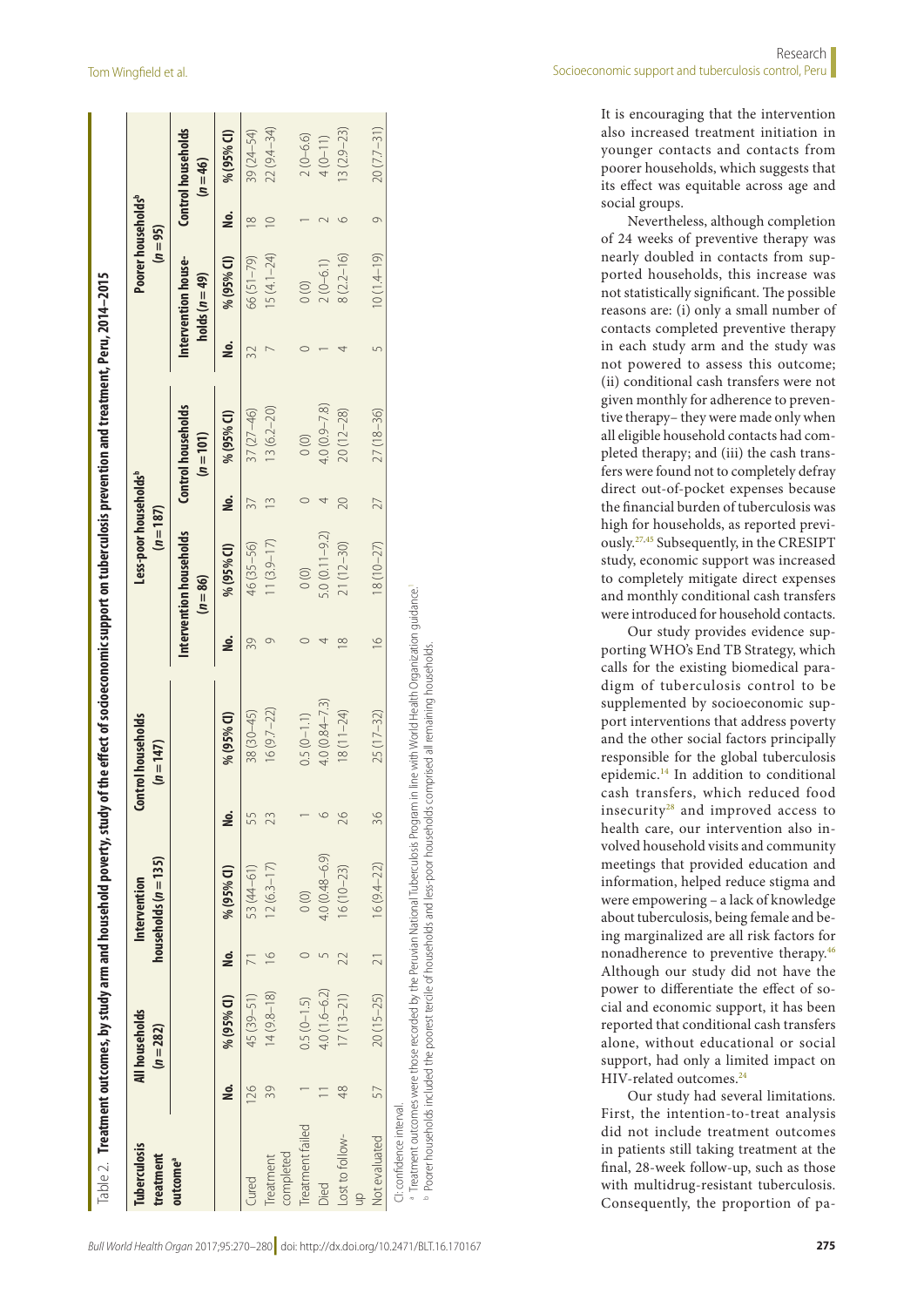Table 2. **Treatment outcomes, by study arm and household poverty, study of the effect of socioeconomic support on tuberculosis prevention and treatment, Peru, 2014–2015**

| Tuberculosis treatment outcome[a] | All households (n = 282) | | Intervention households (n = 135) | | Control households (n = 147) | | Less-poor households[b] (n = 187) | | | | Poorer households[b] (n = 95) | | | |
|---|---|---|---|---|---|---|---|---|---|---|---|---|---|---|
| | | | | | | | Intervention households (n = 86) | | Control households (n = 101) | | Intervention households (n = 49) | | Control households (n = 46) | |
| | No. | % (95% CI) | No. | % (95% CI) | No. | % (95% CI) | No. | % (95% CI) | No. | % (95% CI) | No. | % (95% CI) | No. | % (95% CI) |
| Cured | 126 | 45 (39–51) | 71 | 53 (44–61) | 55 | 38 (30–45) | 39 | 46 (35–56) | 37 | 37 (27–46) | 32 | 66 (51–79) | 18 | 39 (24–54) |
| Treatment completed | 39 | 14 (9.8–18) | 16 | 12 (6.3–17) | 23 | 16 (9.7–22) | 9 | 11 (3.9–17) | 13 | 13 (6.2–20) | 7 | 15 (4.1–24) | 10 | 22 (9.4–34) |
| Treatment failed | 1 | 0.5 (0–1.5) | 0 | 0 (0) | 1 | 0.5 (0–1.1) | 0 | 0 (0) | 0 | 0 (0) | 0 | 0 (0) | 1 | 2 (0–6.6) |
| Died | 11 | 4.0 (1.6–6.2) | 5 | 4.0 (0.48–6.9) | 6 | 4.0 (0.84–7.3) | 4 | 5.0 (0.11–9.2) | 4 | 4.0 (0.9–7.8) | 1 | 2 (0–6.1) | 2 | 4 (0–11) |
| Lost to follow-up | 48 | 17 (13–21) | 22 | 16 (10–23) | 26 | 18 (11–24) | 18 | 21 (12–30) | 20 | 20 (12–28) | 4 | 8 (2.2–16) | 6 | 13 (2.9–23) |
| Not evaluated | 57 | 20 (15–25) | 21 | 16 (9.4–22) | 36 | 25 (17–32) | 16 | 18 (10–27) | 27 | 27 (18–36) | 5 | 10 (1.4–19) | 9 | 20 (7.7–31) |

CI: confidence interval.

[a] Treatment outcomes were those recorded by the Peruvian National Tuberculosis Program in line with World Health Organization guidance.[1]

[b] Poorer households included the poorest tercile of households and less-poor households comprised all remaining households.

It is encouraging that the intervention also increased treatment initiation in younger contacts and contacts from poorer households, which suggests that its effect was equitable across age and social groups.

Nevertheless, although completion of 24 weeks of preventive therapy was nearly doubled in contacts from supported households, this increase was not statistically significant. The possible reasons are: (i) only a small number of contacts completed preventive therapy in each study arm and the study was not powered to assess this outcome; (ii) conditional cash transfers were not given monthly for adherence to preventive therapy– they were made only when all eligible household contacts had completed therapy; and (iii) the cash transfers were found not to completely defray direct out-of-pocket expenses because the financial burden of tuberculosis was high for households, as reported previously.[27,45] Subsequently, in the CRESIPT study, economic support was increased to completely mitigate direct expenses and monthly conditional cash transfers were introduced for household contacts.

Our study provides evidence supporting WHO's End TB Strategy, which calls for the existing biomedical paradigm of tuberculosis control to be supplemented by socioeconomic support interventions that address poverty and the other social factors principally responsible for the global tuberculosis epidemic.[14] In addition to conditional cash transfers, which reduced food insecurity[28] and improved access to health care, our intervention also involved household visits and community meetings that provided education and information, helped reduce stigma and were empowering – a lack of knowledge about tuberculosis, being female and being marginalized are all risk factors for nonadherence to preventive therapy.[46] Although our study did not have the power to differentiate the effect of social and economic support, it has been reported that conditional cash transfers alone, without educational or social support, had only a limited impact on HIV-related outcomes.[24]

Our study had several limitations. First, the intention-to-treat analysis did not include treatment outcomes in patients still taking treatment at the final, 28-week follow-up, such as those with multidrug-resistant tuberculosis. Consequently, the proportion of pa-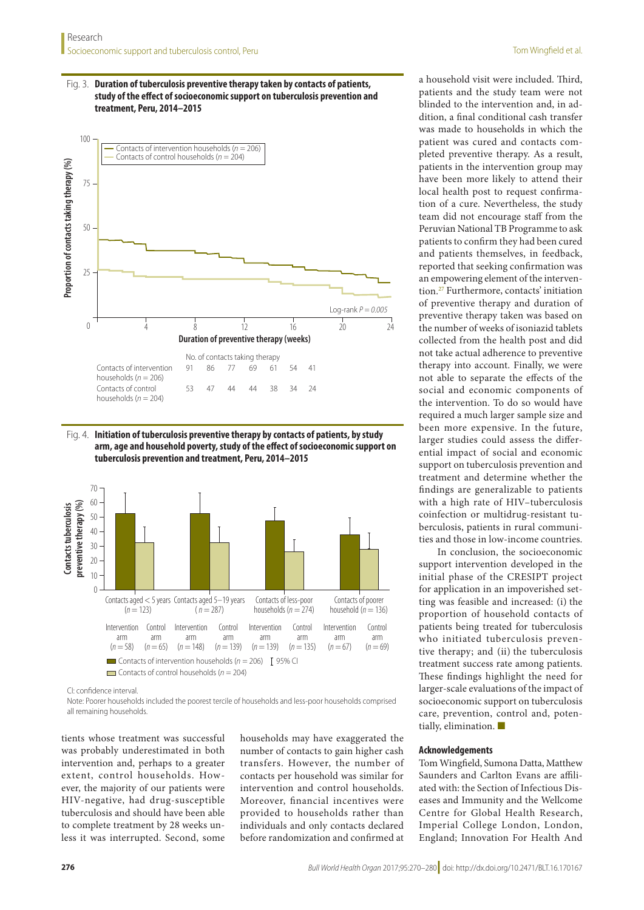Fig. 3. **Duration of tuberculosis preventive therapy taken by contacts of patients, study of the effect of socioeconomic support on tuberculosis prevention and treatment, Peru, 2014–2015**

| No. of contacts taking therapy | | | | | | | |
|---|---|---|---|---|---|---|---|
| Contacts of intervention households ($n = 206$) | 91 | 86 | 77 | 69 | 61 | 54 | 41 |
| Contacts of control households ($n = 204$) | 53 | 47 | 44 | 44 | 38 | 34 | 24 |

Fig. 4. **Initiation of tuberculosis preventive therapy by contacts of patients, by study arm, age and household poverty, study of the effect of socioeconomic support on tuberculosis prevention and treatment, Peru, 2014–2015**

CI: confidence interval.

Note: Poorer households included the poorest tercile of households and less-poor households comprised all remaining households.

tients whose treatment was successful was probably underestimated in both intervention and, perhaps to a greater extent, control households. However, the majority of our patients were HIV-negative, had drug-susceptible tuberculosis and should have been able to complete treatment by 28 weeks unless it was interrupted. Second, some households may have exaggerated the number of contacts to gain higher cash transfers. However, the number of contacts per household was similar for intervention and control households. Moreover, financial incentives were provided to households rather than individuals and only contacts declared before randomization and confirmed at a household visit were included. Third, patients and the study team were not blinded to the intervention and, in addition, a final conditional cash transfer was made to households in which the patient was cured and contacts completed preventive therapy. As a result, patients in the intervention group may have been more likely to attend their local health post to request confirmation of a cure. Nevertheless, the study team did not encourage staff from the Peruvian National TB Programme to ask patients to confirm they had been cured and patients themselves, in feedback, reported that seeking confirmation was an empowering element of the intervention.[27] Furthermore, contacts' initiation of preventive therapy and duration of preventive therapy taken was based on the number of weeks of isoniazid tablets collected from the health post and did not take actual adherence to preventive therapy into account. Finally, we were not able to separate the effects of the social and economic components of the intervention. To do so would have required a much larger sample size and been more expensive. In the future, larger studies could assess the differential impact of social and economic support on tuberculosis prevention and treatment and determine whether the findings are generalizable to patients with a high rate of HIV–tuberculosis coinfection or multidrug-resistant tuberculosis, patients in rural communities and those in low-income countries.

In conclusion, the socioeconomic support intervention developed in the initial phase of the CRESIPT project for application in an impoverished setting was feasible and increased: (i) the proportion of household contacts of patients being treated for tuberculosis who initiated tuberculosis preventive therapy; and (ii) the tuberculosis treatment success rate among patients. These findings highlight the need for larger-scale evaluations of the impact of socioeconomic support on tuberculosis care, prevention, control and, potentially, elimination. ■

#### Acknowledgements

Tom Wingfield, Sumona Datta, Matthew Saunders and Carlton Evans are affiliated with: the Section of Infectious Diseases and Immunity and the Wellcome Centre for Global Health Research, Imperial College London, London, England; Innovation For Health And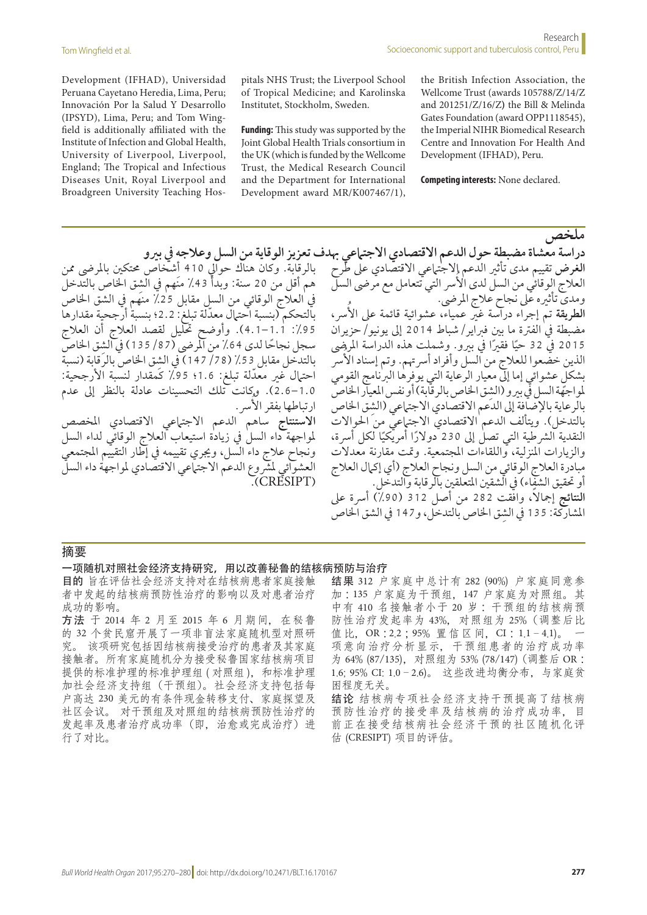Development (IFHAD), Universidad Peruana Cayetano Heredia, Lima, Peru; Innovación Por la Salud Y Desarrollo (IPSYD), Lima, Peru; and Tom Wingfield is additionally affiliated with the Institute of Infection and Global Health, University of Liverpool, Liverpool, England; The Tropical and Infectious Diseases Unit, Royal Liverpool and Broadgreen University Teaching Hospitals NHS Trust; the Liverpool School of Tropical Medicine; and Karolinska Institutet, Stockholm, Sweden.

**Funding:** This study was supported by the Joint Global Health Trials consortium in the UK (which is funded by the Wellcome Trust, the Medical Research Council and the Department for International Development award MR/K007467/1), the British Infection Association, the Wellcome Trust (awards 105788/Z/14/Z and 201251/Z/16/Z) the Bill & Melinda Gates Foundation (award OPP1118545), the Imperial NIHR Biomedical Research Centre and Innovation For Health And Development (IFHAD), Peru.

**Competing interests:** None declared.

## ملخص

### دراسة معشاة مضبطة حول الدعم الاقتصادي الاجتماعي بهدف تعزيز الوقاية من السل وعلاجه في بيرو

**الغرض** تقييم مدى تأثير الدعم الاجتماعي الاقتصادي على طرح العلاج الوقائي من السل لدى الأسر التي تتعامل مع مرضى السل ومدى تأثيره على نجاح علاج المرضى.

**الطريقة** تم إجراء دراسة غير عمياء، عشوائية قائمة على الأُسر، مضبطة في الفترة ما بين فبراير/شباط 2014 إلى يونيو/حزيران 2015 في 32 حيًا فقيرًا في بيرو. وشملت هذه الدراسة المرضى الذين خضعوا للعلاج من السل وأفراد أسرتهم. وتم إسناد الأسر بشكل عشوائي إما إلى معيار الرعاية التي يوفرها البرنامج القومي لمواجهة السل في بيرو (الشق الخاص بالرقابة) أو نفس المعيار الخاص بالرعاية بالإضافة إلى الدعم الاقتصادي الاجتماعي (الشق الخاص بالتدخل). ويتألف الدعم الاقتصادي الاجتماعي من الحوالات النقدية الشرطية التي تصل إلى 230 دولارًا أمريكيًا لكل أسرة، والزيارات المنزلية، واللقاءات المجتمعية. وتمت مقارنة معدلات مبادرة العلاج الوقائي من السل ونجاح العلاج (أي إكمال العلاج أو تحقيق الشفاء) في الشقين المتعلقين بالرقابة والتدخل.

**النتائج** إجمالاً، وافقت 282 من أصل 312 (90٪) أسرة على المشاركة: 135 في الشق الخاص بالتدخل، و147 في الشق الخاص بالرقابة. وكان هناك حوالي 410 أشخاص محتكين بالمرضى ممن هم أقل من 20 سنة: وبدأ 43٪ منهم في الشق الخاص بالتدخل في العلاج الوقائي من السل مقابل 25٪ منهم في الشق الخاص بالتحكم (بنسبة احتمال معدّلة تبلغ: 2.2؛ بنسبة أرجحية مقدارها 95٪: 1.1–4.1). وأوضح تحليل لقصد العلاج أن العلاج سجل نجاحًا لدى 64٪ من المرضى (87/135) في الشق الخاص بالتدخل مقابل 53٪ (78/147) في الشق الخاص بالرقابة (نسبة احتمال غير معدّلة تبلغ: 1.6؛ 95٪ كمقدار لنسبة الأرجحية: 1.0–2.6). وكانت تلك التحسينات عادلة بالنظر إلى عدم ارتباطها بفقر الأسر.

**الاستنتاج** ساهم الدعم الاجتماعي الاقتصادي المخصص لمواجهة داء السل في زيادة استيعاب العلاج الوقائي لداء السل ونجاح علاج داء السل، ويجري تقييمه في إطار التقييم المجتمعي العشوائي لمشروع الدعم الاجتماعي الاقتصادي لمواجهة داء السل (CRESIPT).

## 摘要

### 一项随机对照社会经济支持研究，用以改善秘鲁的结核病预防与治疗

**目的** 旨在评估社会经济支持对在结核病患者家庭接触者中发起的结核病预防性治疗的影响以及对患者治疗成功的影响。

**方法** 于 2014 年 2 月至 2015 年 6 月期间，在秘鲁的 32 个贫民窟开展了一项非盲法家庭随机型对照研究。 该项研究包括因结核病接受治疗的患者及其家庭接触者。所有家庭随机分为接受秘鲁国家结核病项目提供的标准护理的标准护理组 ( 对照组 )，和标准护理加社会经济支持组（干预组）。社会经济支持包括每户高达 230 美元的有条件现金转移支付、家庭探望及社区会议。 对干预组及对照组的结核病预防性治疗的发起率及患者治疗成功率（即，治愈或完成治疗）进行了对比。

**结果** 312 户家庭中总计有 282 (90%) 户家庭同意参加：135 户家庭为干预组，147 户家庭为对照组。其中有 410 名接触者小于 20 岁：干预组的结核病预防性治疗发起率为 43%，对照组为 25%（调整后比值比，OR：2.2；95% 置信区间，CI：1.1 – 4.1)。 一项意向治疗分析显示，干预组患者的治疗成功率为 64% (87/135)，对照组为 53% (78/147)（调整后 OR：1.6; 95% CI: 1.0 – 2.6)。 这些改进均衡分布，与家庭贫困程度无关。

**结论** 结核病专项社会经济支持干预提高了结核病预防性治疗的接受率及结核病的治疗成功率，目前正在接受结核病社会经济干预的社区随机化评估 (CRESIPT) 项目的评估。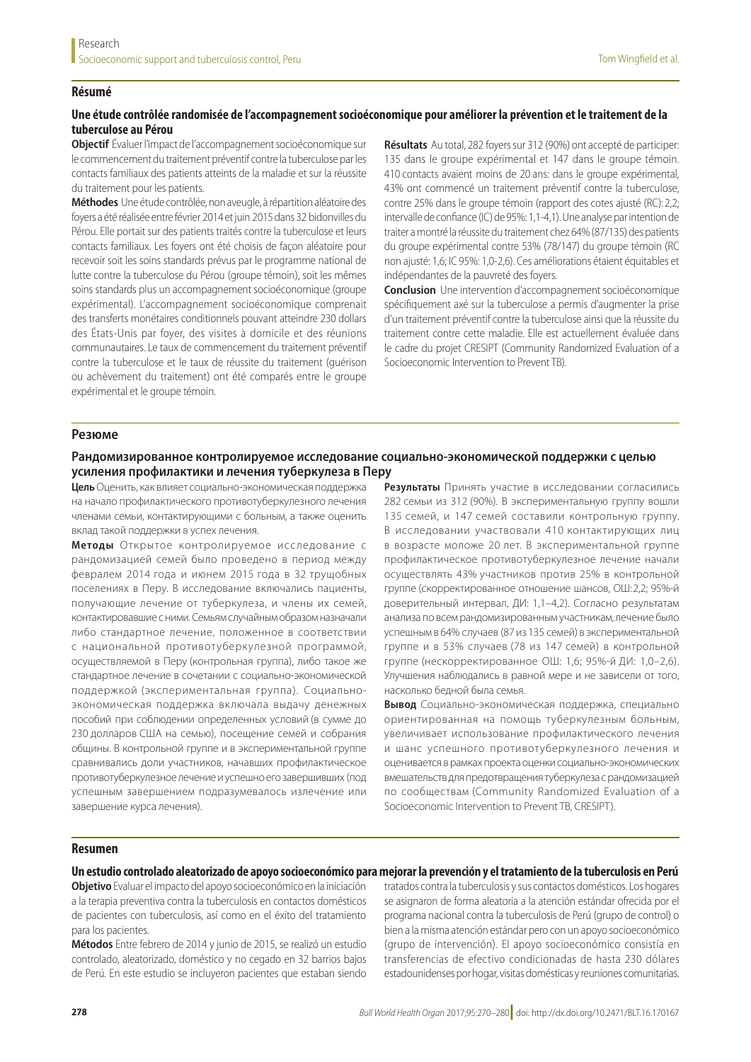## Résumé

### Une étude contrôlée randomisée de l'accompagnement socioéconomique pour améliorer la prévention et le traitement de la tuberculose au Pérou

**Objectif** Évaluer l'impact de l'accompagnement socioéconomique sur le commencement du traitement préventif contre la tuberculose par les contacts familiaux des patients atteints de la maladie et sur la réussite du traitement pour les patients.

**Méthodes** Une étude contrôlée, non aveugle, à répartition aléatoire des foyers a été réalisée entre février 2014 et juin 2015 dans 32 bidonvilles du Pérou. Elle portait sur des patients traités contre la tuberculose et leurs contacts familiaux. Les foyers ont été choisis de façon aléatoire pour recevoir soit les soins standards prévus par le programme national de lutte contre la tuberculose du Pérou (groupe témoin), soit les mêmes soins standards plus un accompagnement socioéconomique (groupe expérimental). L'accompagnement socioéconomique comprenait des transferts monétaires conditionnels pouvant atteindre 230 dollars des États-Unis par foyer, des visites à domicile et des réunions communautaires. Le taux de commencement du traitement préventif contre la tuberculose et le taux de réussite du traitement (guérison ou achèvement du traitement) ont été comparés entre le groupe expérimental et le groupe témoin.

**Résultats** Au total, 282 foyers sur 312 (90%) ont accepté de participer: 135 dans le groupe expérimental et 147 dans le groupe témoin. 410 contacts avaient moins de 20 ans: dans le groupe expérimental, 43% ont commencé un traitement préventif contre la tuberculose, contre 25% dans le groupe témoin (rapport des cotes ajusté (RC): 2,2; intervalle de confiance (IC) de 95%: 1,1-4,1). Une analyse par intention de traiter a montré la réussite du traitement chez 64% (87/135) des patients du groupe expérimental contre 53% (78/147) du groupe témoin (RC non ajusté: 1,6; IC 95%: 1,0-2,6). Ces améliorations étaient équitables et indépendantes de la pauvreté des foyers.

**Conclusion** Une intervention d'accompagnement socioéconomique spécifiquement axé sur la tuberculose a permis d'augmenter la prise d'un traitement préventif contre la tuberculose ainsi que la réussite du traitement contre cette maladie. Elle est actuellement évaluée dans le cadre du projet CRESIPT (Community Randomized Evaluation of a Socioeconomic Intervention to Prevent TB).

## Резюме

### Рандомизированное контролируемое исследование социально-экономической поддержки с целью усиления профилактики и лечения туберкулеза в Перу

**Цель** Оценить, как влияет социально-экономическая поддержка на начало профилактического противотуберкулезного лечения членами семьи, контактирующими с больным, а также оценить вклад такой поддержки в успех лечения.

**Методы** Открытое контролируемое исследование с рандомизацией семей было проведено в период между февралем 2014 года и июнем 2015 года в 32 трущобных поселениях в Перу. В исследование включались пациенты, получающие лечение от туберкулеза, и члены их семей, контактировавшие с ними. Семьям случайным образом назначали либо стандартное лечение, положенное в соответствии с национальной противотуберкулезной программой, осуществляемой в Перу (контрольная группа), либо такое же стандартное лечение в сочетании с социально-экономической поддержкой (экспериментальная группа). Социально-экономическая поддержка включала выдачу денежных пособий при соблюдении определенных условий (в сумме до 230 долларов США на семью), посещение семей и собрания общины. В контрольной группе и в экспериментальной группе сравнивались доли участников, начавших профилактическое противотуберкулезное лечение и успешно его завершивших (под успешным завершением подразумевалось излечение или завершение курса лечения).

**Результаты** Принять участие в исследовании согласились 282 семьи из 312 (90%). В экспериментальную группу вошли 135 семей, и 147 семей составили контрольную группу. В исследовании участвовали 410 контактирующих лиц в возрасте моложе 20 лет. В экспериментальной группе профилактическое противотуберкулезное лечение начали осуществлять 43% участников против 25% в контрольной группе (скорректированное отношение шансов, ОШ: 2,2; 95%-й доверительный интервал, ДИ: 1,1–4,2). Согласно результатам анализа по всем рандомизированным участникам, лечение было успешным в 64% случаев (87 из 135 семей) в экспериментальной группе и в 53% случаев (78 из 147 семей) в контрольной группе (нескорректированное ОШ: 1,6; 95%-й ДИ: 1,0–2,6). Улучшения наблюдались в равной мере и не зависели от того, насколько бедной была семья.

**Вывод** Социально-экономическая поддержка, специально ориентированная на помощь туберкулезным больным, увеличивает использование профилактического лечения и шанс успешного противотуберкулезного лечения и оценивается в рамках проекта оценки социально-экономических вмешательств для предотвращения туберкулеза с рандомизацией по сообществам (Community Randomized Evaluation of a Socioeconomic Intervention to Prevent TB, CRESIPT).

## Resumen

### Un estudio controlado aleatorizado de apoyo socioeconómico para mejorar la prevención y el tratamiento de la tuberculosis en Perú

**Objetivo** Evaluar el impacto del apoyo socioeconómico en la iniciación a la terapia preventiva contra la tuberculosis en contactos domésticos de pacientes con tuberculosis, así como en el éxito del tratamiento para los pacientes.

**Métodos** Entre febrero de 2014 y junio de 2015, se realizó un estudio controlado, aleatorizado, doméstico y no cegado en 32 barrios bajos de Perú. En este estudio se incluyeron pacientes que estaban siendo tratados contra la tuberculosis y sus contactos domésticos. Los hogares se asignaron de forma aleatoria a la atención estándar ofrecida por el programa nacional contra la tuberculosis de Perú (grupo de control) o bien a la misma atención estándar pero con un apoyo socioeconómico (grupo de intervención). El apoyo socioeconómico consistía en transferencias de efectivo condicionadas de hasta 230 dólares estadounidenses por hogar, visitas domésticas y reuniones comunitarias.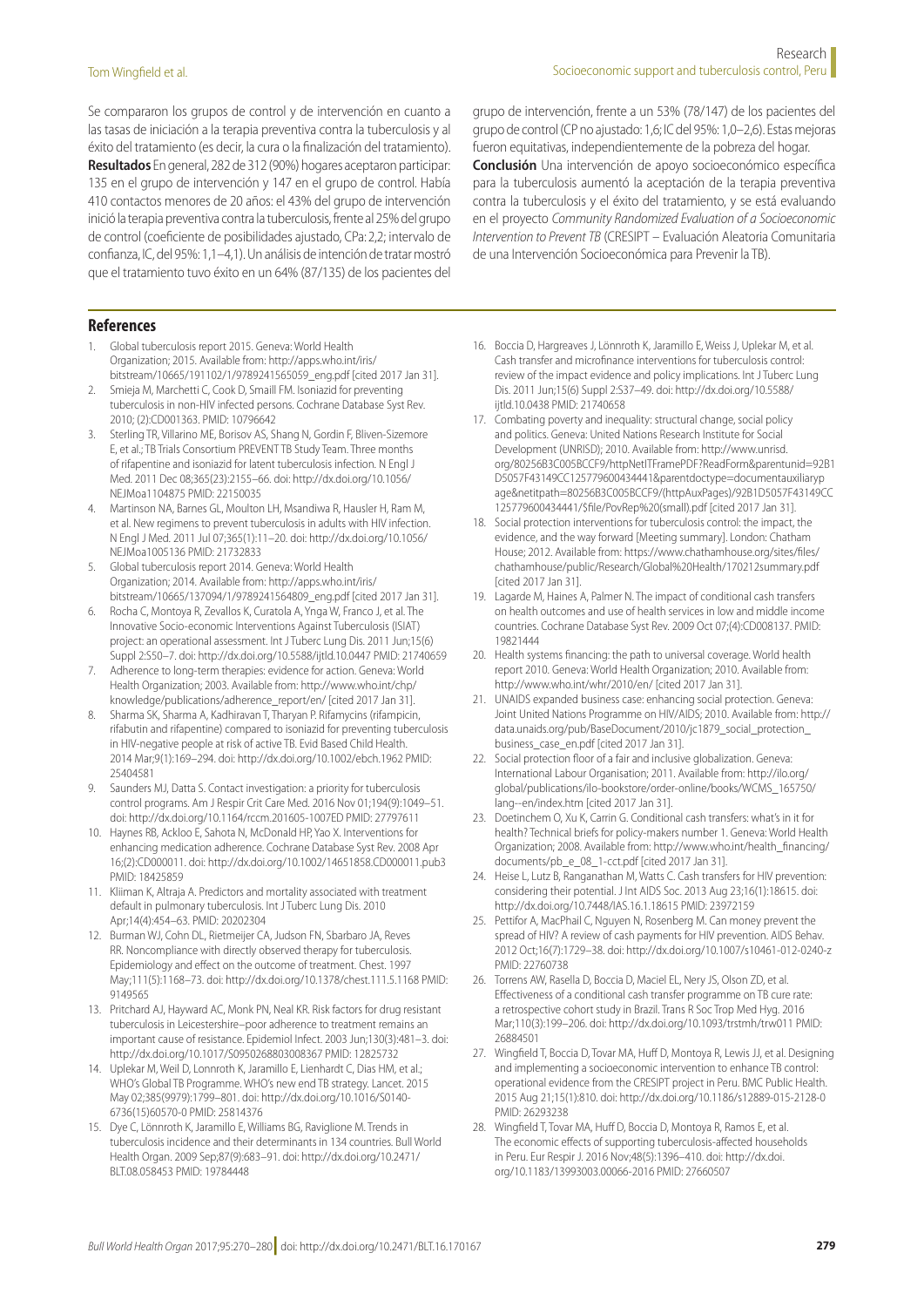Se compararon los grupos de control y de intervención en cuanto a las tasas de iniciación a la terapia preventiva contra la tuberculosis y al éxito del tratamiento (es decir, la cura o la finalización del tratamiento).

**Resultados** En general, 282 de 312 (90%) hogares aceptaron participar: 135 en el grupo de intervención y 147 en el grupo de control. Había 410 contactos menores de 20 años: el 43% del grupo de intervención inició la terapia preventiva contra la tuberculosis, frente al 25% del grupo de control (coeficiente de posibilidades ajustado, CPa: 2,2; intervalo de confianza, IC, del 95%: 1,1–4,1). Un análisis de intención de tratar mostró que el tratamiento tuvo éxito en un 64% (87/135) de los pacientes del grupo de intervención, frente a un 53% (78/147) de los pacientes del grupo de control (CP no ajustado: 1,6; IC del 95%: 1,0–2,6). Estas mejoras fueron equitativas, independientemente de la pobreza del hogar.

**Conclusión** Una intervención de apoyo socioeconómico específica para la tuberculosis aumentó la aceptación de la terapia preventiva contra la tuberculosis y el éxito del tratamiento, y se está evaluando en el proyecto *Community Randomized Evaluation of a Socioeconomic Intervention to Prevent TB* (CRESIPT – Evaluación Aleatoria Comunitaria de una Intervención Socioeconómica para Prevenir la TB).

## References

1. Global tuberculosis report 2015. Geneva: World Health Organization; 2015. Available from: http://apps.who.int/iris/bitstream/10665/191102/1/9789241565059_eng.pdf [cited 2017 Jan 31].
2. Smieja M, Marchetti C, Cook D, Smaill FM. Isoniazid for preventing tuberculosis in non-HIV infected persons. Cochrane Database Syst Rev. 2010; (2):CD001363. PMID: 10796642
3. Sterling TR, Villarino ME, Borisov AS, Shang N, Gordin F, Bliven-Sizemore E, et al.; TB Trials Consortium PREVENT TB Study Team. Three months of rifapentine and isoniazid for latent tuberculosis infection. N Engl J Med. 2011 Dec 08;365(23):2155–66. doi: http://dx.doi.org/10.1056/NEJMoa1104875 PMID: 22150035
4. Martinson NA, Barnes GL, Moulton LH, Msandiwa R, Hausler H, Ram M, et al. New regimens to prevent tuberculosis in adults with HIV infection. N Engl J Med. 2011 Jul 07;365(1):11–20. doi: http://dx.doi.org/10.1056/NEJMoa1005136 PMID: 21732833
5. Global tuberculosis report 2014. Geneva: World Health Organization; 2014. Available from: http://apps.who.int/iris/bitstream/10665/137094/1/9789241564809_eng.pdf [cited 2017 Jan 31].
6. Rocha C, Montoya R, Zevallos K, Curatola A, Ynga W, Franco J, et al. The Innovative Socio-economic Interventions Against Tuberculosis (ISIAT) project: an operational assessment. Int J Tuberc Lung Dis. 2011 Jun;15(6) Suppl 2:S50–7. doi: http://dx.doi.org/10.5588/ijtld.10.0447 PMID: 21740659
7. Adherence to long-term therapies: evidence for action. Geneva: World Health Organization; 2003. Available from: http://www.who.int/chp/knowledge/publications/adherence_report/en/ [cited 2017 Jan 31].
8. Sharma SK, Sharma A, Kadhiravan T, Tharyan P. Rifamycins (rifampicin, rifabutin and rifapentine) compared to isoniazid for preventing tuberculosis in HIV-negative people at risk of active TB. Evid Based Child Health. 2014 Mar;9(1):169–294. doi: http://dx.doi.org/10.1002/ebch.1962 PMID: 25404581
9. Saunders MJ, Datta S. Contact investigation: a priority for tuberculosis control programs. Am J Respir Crit Care Med. 2016 Nov 01;194(9):1049–51. doi: http://dx.doi.org/10.1164/rccm.201605-1007ED PMID: 27797611
10. Haynes RB, Ackloo E, Sahota N, McDonald HP, Yao X. Interventions for enhancing medication adherence. Cochrane Database Syst Rev. 2008 Apr 16;(2):CD000011. doi: http://dx.doi.org/10.1002/14651858.CD000011.pub3 PMID: 18425859
11. Kliiman K, Altraja A. Predictors and mortality associated with treatment default in pulmonary tuberculosis. Int J Tuberc Lung Dis. 2010 Apr;14(4):454–63. PMID: 20202304
12. Burman WJ, Cohn DL, Rietmeijer CA, Judson FN, Sbarbaro JA, Reves RR. Noncompliance with directly observed therapy for tuberculosis. Epidemiology and effect on the outcome of treatment. Chest. 1997 May;111(5):1168–73. doi: http://dx.doi.org/10.1378/chest.111.5.1168 PMID: 9149565
13. Pritchard AJ, Hayward AC, Monk PN, Neal KR. Risk factors for drug resistant tuberculosis in Leicestershire–poor adherence to treatment remains an important cause of resistance. Epidemiol Infect. 2003 Jun;130(3):481–3. doi: http://dx.doi.org/10.1017/S0950268803008367 PMID: 12825732
14. Uplekar M, Weil D, Lonnroth K, Jaramillo E, Lienhardt C, Dias HM, et al.; WHO's Global TB Programme. WHO's new end TB strategy. Lancet. 2015 May 02;385(9979):1799–801. doi: http://dx.doi.org/10.1016/S0140-6736(15)60570-0 PMID: 25814376
15. Dye C, Lönnroth K, Jaramillo E, Williams BG, Raviglione M. Trends in tuberculosis incidence and their determinants in 134 countries. Bull World Health Organ. 2009 Sep;87(9):683–91. doi: http://dx.doi.org/10.2471/BLT.08.058453 PMID: 19784448
16. Boccia D, Hargreaves J, Lönnroth K, Jaramillo E, Weiss J, Uplekar M, et al. Cash transfer and microfinance interventions for tuberculosis control: review of the impact evidence and policy implications. Int J Tuberc Lung Dis. 2011 Jun;15(6) Suppl 2:S37–49. doi: http://dx.doi.org/10.5588/ijtld.10.0438 PMID: 21740658
17. Combating poverty and inequality: structural change, social policy and politics. Geneva: United Nations Research Institute for Social Development (UNRISD); 2010. Available from: http://www.unrisd.org/80256B3C005BCCF9/httpNetITFramePDF?ReadForm&parentunid=92B1D5057F43149CC125779600434441&parentdoctype=documentauxiliarypage&netitpath=80256B3C005BCCF9/(httpAuxPages)/92B1D5057F43149CC125779600434441/$file/PovRep%20(small).pdf [cited 2017 Jan 31].
18. Social protection interventions for tuberculosis control: the impact, the evidence, and the way forward [Meeting summary]. London: Chatham House; 2012. Available from: https://www.chathamhouse.org/sites/files/chathamhouse/public/Research/Global%20Health/170212summary.pdf [cited 2017 Jan 31].
19. Lagarde M, Haines A, Palmer N. The impact of conditional cash transfers on health outcomes and use of health services in low and middle income countries. Cochrane Database Syst Rev. 2009 Oct 07;(4):CD008137. PMID: 19821444
20. Health systems financing: the path to universal coverage. World health report 2010. Geneva: World Health Organization; 2010. Available from: http://www.who.int/whr/2010/en/ [cited 2017 Jan 31].
21. UNAIDS expanded business case: enhancing social protection. Geneva: Joint United Nations Programme on HIV/AIDS; 2010. Available from: http://data.unaids.org/pub/BaseDocument/2010/jc1879_social_protection_business_case_en.pdf [cited 2017 Jan 31].
22. Social protection floor of a fair and inclusive globalization. Geneva: International Labour Organisation; 2011. Available from: http://ilo.org/global/publications/ilo-bookstore/order-online/books/WCMS_165750/lang--en/index.htm [cited 2017 Jan 31].
23. Doetinchem O, Xu K, Carrin G. Conditional cash transfers: what's in it for health? Technical briefs for policy-makers number 1. Geneva: World Health Organization; 2008. Available from: http://www.who.int/health_financing/documents/pb_e_08_1-cct.pdf [cited 2017 Jan 31].
24. Heise L, Lutz B, Ranganathan M, Watts C. Cash transfers for HIV prevention: considering their potential. J Int AIDS Soc. 2013 Aug 23;16(1):18615. doi: http://dx.doi.org/10.7448/IAS.16.1.18615 PMID: 23972159
25. Pettifor A, MacPhail C, Nguyen N, Rosenberg M. Can money prevent the spread of HIV? A review of cash payments for HIV prevention. AIDS Behav. 2012 Oct;16(7):1729–38. doi: http://dx.doi.org/10.1007/s10461-012-0240-z PMID: 22760738
26. Torrens AW, Rasella D, Boccia D, Maciel EL, Nery JS, Olson ZD, et al. Effectiveness of a conditional cash transfer programme on TB cure rate: a retrospective cohort study in Brazil. Trans R Soc Trop Med Hyg. 2016 Mar;110(3):199–206. doi: http://dx.doi.org/10.1093/trstmh/trw011 PMID: 26884501
27. Wingfield T, Boccia D, Tovar MA, Huff D, Montoya R, Lewis JJ, et al. Designing and implementing a socioeconomic intervention to enhance TB control: operational evidence from the CRESIPT project in Peru. BMC Public Health. 2015 Aug 21;15(1):810. doi: http://dx.doi.org/10.1186/s12889-015-2128-0 PMID: 26293238
28. Wingfield T, Tovar MA, Huff D, Boccia D, Montoya R, Ramos E, et al. The economic effects of supporting tuberculosis-affected households in Peru. Eur Respir J. 2016 Nov;48(5):1396–410. doi: http://dx.doi.org/10.1183/13993003.00066-2016 PMID: 27660507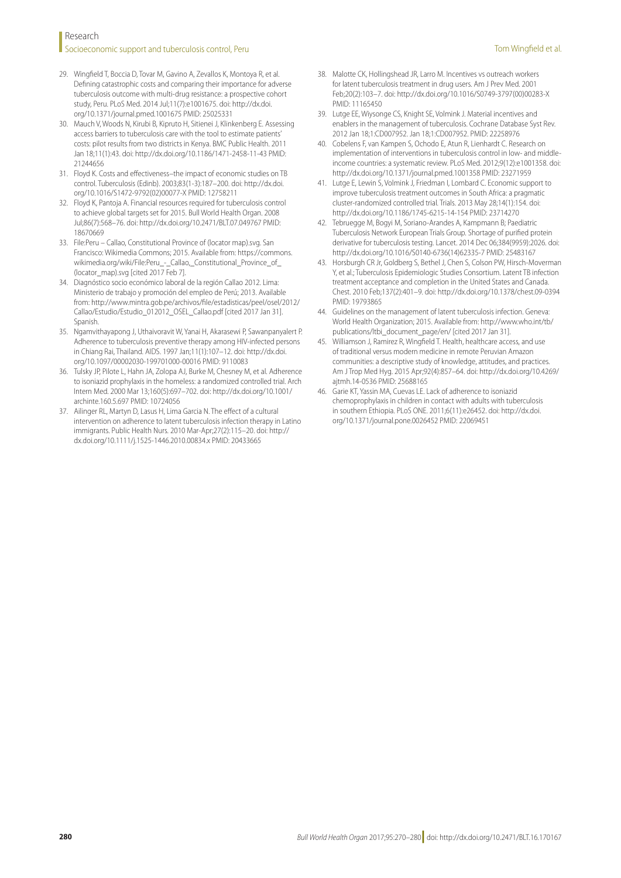29. Wingfield T, Boccia D, Tovar M, Gavino A, Zevallos K, Montoya R, et al. Defining catastrophic costs and comparing their importance for adverse tuberculosis outcome with multi-drug resistance: a prospective cohort study, Peru. PLoS Med. 2014 Jul;11(7):e1001675. doi: http://dx.doi.org/10.1371/journal.pmed.1001675 PMID: 25025331
30. Mauch V, Woods N, Kirubi B, Kipruto H, Sitienei J, Klinkenberg E. Assessing access barriers to tuberculosis care with the tool to estimate patients' costs: pilot results from two districts in Kenya. BMC Public Health. 2011 Jan 18;11(1):43. doi: http://dx.doi.org/10.1186/1471-2458-11-43 PMID: 21244656
31. Floyd K. Costs and effectiveness–the impact of economic studies on TB control. Tuberculosis (Edinb). 2003;83(1-3):187–200. doi: http://dx.doi.org/10.1016/S1472-9792(02)00077-X PMID: 12758211
32. Floyd K, Pantoja A. Financial resources required for tuberculosis control to achieve global targets set for 2015. Bull World Health Organ. 2008 Jul;86(7):568–76. doi: http://dx.doi.org/10.2471/BLT.07.049767 PMID: 18670669
33. File:Peru – Callao, Constitutional Province of (locator map).svg. San Francisco: Wikimedia Commons; 2015. Available from: https://commons.wikimedia.org/wiki/File:Peru_-_Callao,_Constitutional_Province_of_(locator_map).svg [cited 2017 Feb 7].
34. Diagnóstico socio económico laboral de la región Callao 2012. Lima: Ministerio de trabajo y promoción del empleo de Perú; 2013. Available from: http://www.mintra.gob.pe/archivos/file/estadisticas/peel/osel/2012/Callao/Estudio/Estudio_012012_OSEL_Callao.pdf [cited 2017 Jan 31]. Spanish.
35. Ngamvithayapong J, Uthaivoravit W, Yanai H, Akarasewi P, Sawanpanyalert P. Adherence to tuberculosis preventive therapy among HIV-infected persons in Chiang Rai, Thailand. AIDS. 1997 Jan;11(1):107–12. doi: http://dx.doi.org/10.1097/00002030-199701000-00016 PMID: 9110083
36. Tulsky JP, Pilote L, Hahn JA, Zolopa AJ, Burke M, Chesney M, et al. Adherence to isoniazid prophylaxis in the homeless: a randomized controlled trial. Arch Intern Med. 2000 Mar 13;160(5):697–702. doi: http://dx.doi.org/10.1001/archinte.160.5.697 PMID: 10724056
37. Ailinger RL, Martyn D, Lasus H, Lima Garcia N. The effect of a cultural intervention on adherence to latent tuberculosis infection therapy in Latino immigrants. Public Health Nurs. 2010 Mar-Apr;27(2):115–20. doi: http://dx.doi.org/10.1111/j.1525-1446.2010.00834.x PMID: 20433665
38. Malotte CK, Hollingshead JR, Larro M. Incentives vs outreach workers for latent tuberculosis treatment in drug users. Am J Prev Med. 2001 Feb;20(2):103–7. doi: http://dx.doi.org/10.1016/S0749-3797(00)00283-X PMID: 11165450
39. Lutge EE, Wiysonge CS, Knight SE, Volmink J. Material incentives and enablers in the management of tuberculosis. Cochrane Database Syst Rev. 2012 Jan 18;1:CD007952. Jan 18;1:CD007952. PMID: 22258976
40. Cobelens F, van Kampen S, Ochodo E, Atun R, Lienhardt C. Research on implementation of interventions in tuberculosis control in low- and middle-income countries: a systematic review. PLoS Med. 2012;9(12):e1001358. doi: http://dx.doi.org/10.1371/journal.pmed.1001358 PMID: 23271959
41. Lutge E, Lewin S, Volmink J, Friedman I, Lombard C. Economic support to improve tuberculosis treatment outcomes in South Africa: a pragmatic cluster-randomized controlled trial. Trials. 2013 May 28;14(1):154. doi: http://dx.doi.org/10.1186/1745-6215-14-154 PMID: 23714270
42. Tebruegge M, Bogyi M, Soriano-Arandes A, Kampmann B; Paediatric Tuberculosis Network European Trials Group. Shortage of purified protein derivative for tuberculosis testing. Lancet. 2014 Dec 06;384(9959):2026. doi: http://dx.doi.org/10.1016/S0140-6736(14)62335-7 PMID: 25483167
43. Horsburgh CR Jr, Goldberg S, Bethel J, Chen S, Colson PW, Hirsch-Moverman Y, et al.; Tuberculosis Epidemiologic Studies Consortium. Latent TB infection treatment acceptance and completion in the United States and Canada. Chest. 2010 Feb;137(2):401–9. doi: http://dx.doi.org/10.1378/chest.09-0394 PMID: 19793865
44. Guidelines on the management of latent tuberculosis infection. Geneva: World Health Organization; 2015. Available from: http://www.who.int/tb/publications/ltbi_document_page/en/ [cited 2017 Jan 31].
45. Williamson J, Ramirez R, Wingfield T. Health, healthcare access, and use of traditional versus modern medicine in remote Peruvian Amazon communities: a descriptive study of knowledge, attitudes, and practices. Am J Trop Med Hyg. 2015 Apr;92(4):857–64. doi: http://dx.doi.org/10.4269/ajtmh.14-0536 PMID: 25688165
46. Garie KT, Yassin MA, Cuevas LE. Lack of adherence to isoniazid chemoprophylaxis in children in contact with adults with tuberculosis in southern Ethiopia. PLoS ONE. 2011;6(11):e26452. doi: http://dx.doi.org/10.1371/journal.pone.0026452 PMID: 22069451